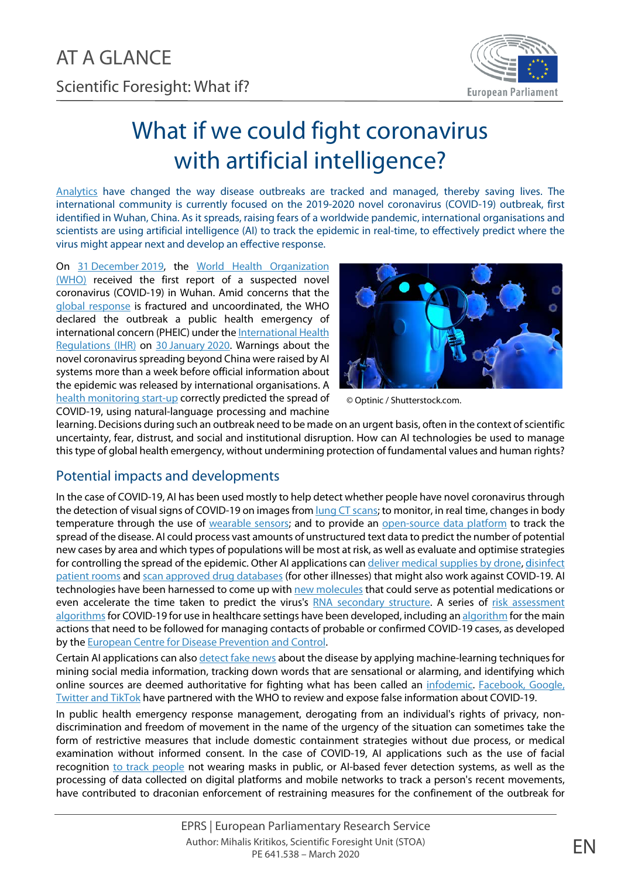AT A GLANCE

Scientific Foresight: What if?

# What if we could fight coronavirus with artificial intelligence?

Analytics have changed the way disease outbreaks are tracked and managed, thereby saving lives. The international community is currently focused on the 2019-2020 novel coronavirus (COVID-19) outbreak, first identified in Wuhan, China. As it spreads, raising fears of a worldwide pandemic, international organisations and scientists are using artificial intelligence (AI) to track the epidemic in real-time, to effectively predict where the virus might appear next and develop an effective response.

On 31 December 2019, the World Health Organization (WHO) received the first report of a suspected novel coronavirus (COVID-19) in Wuhan. Amid concerns that the global response is fractured and uncoordinated, the WHO declared the outbreak a public health emergency of international concern (PHEIC) under the International Health Regulations (IHR) on 30 January 2020. Warnings about the novel coronavirus spreading beyond China were raised by AI systems more than a week before official information about the epidemic was released by international organisations. A health monitoring start-up correctly predicted the spread of COVID-19, using natural-language processing and machine learning. Decisions during such an outbreak need to be made on an urgent basis, often in the context of scientific uncertainty, fear, distrust, and social and institutional disruption. How can AI technologies be used to manage this type of global health emergency, without undermining protection of fundamental values and human rights?

© Optinic / Shutterstock.com.

## Potential impacts and developments

In the case of COVID-19, AI has been used mostly to help detect whether people have novel coronavirus through the detection of visual signs of COVID-19 on images from lung CT scans; to monitor, in real time, changes in body temperature through the use of wearable sensors; and to provide an open-source data platform to track the spread of the disease. AI could process vast amounts of unstructured text data to predict the number of potential new cases by area and which types of populations will be most at risk, as well as evaluate and optimise strategies for controlling the spread of the epidemic. Other AI applications can deliver medical supplies by drone, disinfect patient rooms and scan approved drug databases (for other illnesses) that might also work against COVID-19. AI technologies have been harnessed to come up with new molecules that could serve as potential medications or even accelerate the time taken to predict the virus's RNA secondary structure. A series of risk assessment algorithms for COVID-19 for use in healthcare settings have been developed, including an algorithm for the main actions that need to be followed for managing contacts of probable or confirmed COVID-19 cases, as developed by the European Centre for Disease Prevention and Control.

Certain AI applications can also detect fake news about the disease by applying machine-learning techniques for mining social media information, tracking down words that are sensational or alarming, and identifying which online sources are deemed authoritative for fighting what has been called an infodemic. Facebook, Google, Twitter and TikTok have partnered with the WHO to review and expose false information about COVID-19.

In public health emergency response management, derogating from an individual's rights of privacy, non-discrimination and freedom of movement in the name of the urgency of the situation can sometimes take the form of restrictive measures that include domestic containment strategies without due process, or medical examination without informed consent. In the case of COVID-19, AI applications such as the use of facial recognition to track people not wearing masks in public, or AI-based fever detection systems, as well as the processing of data collected on digital platforms and mobile networks to track a person's recent movements, have contributed to draconian enforcement of restraining measures for the confinement of the outbreak for

EPRS | European Parliamentary Research Service

Author: Mihalis Kritikos, Scientific Foresight Unit (STOA)

PE 641.538 – March 2020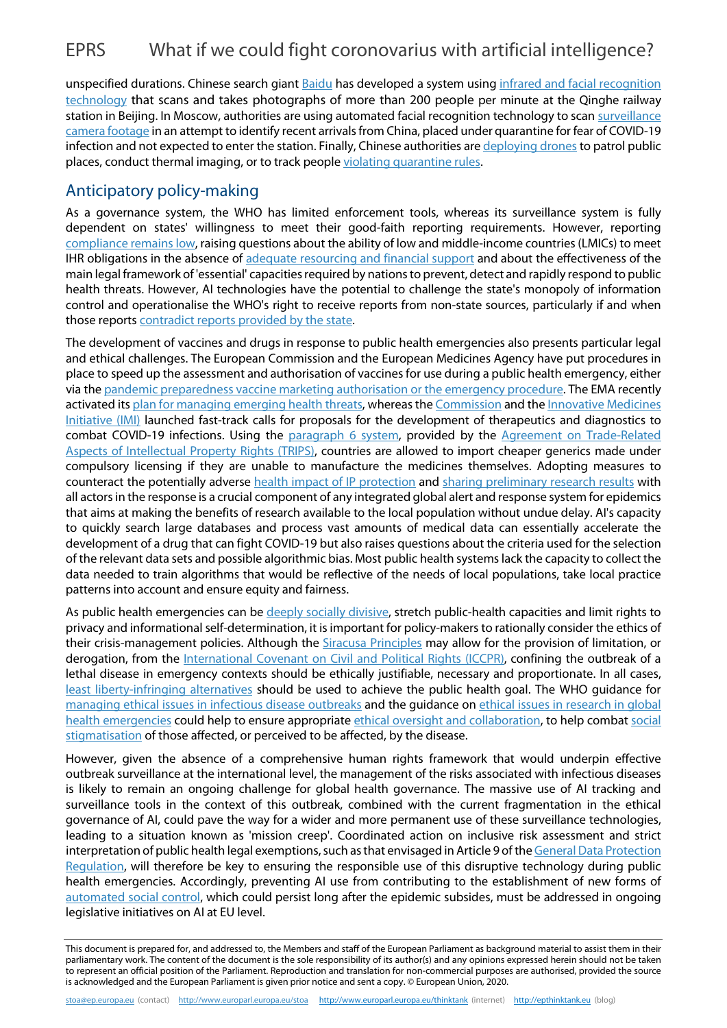unspecified durations. Chinese search giant Baidu has developed a system using infrared and facial recognition technology that scans and takes photographs of more than 200 people per minute at the Qinghe railway station in Beijing. In Moscow, authorities are using automated facial recognition technology to scan surveillance camera footage in an attempt to identify recent arrivals from China, placed under quarantine for fear of COVID-19 infection and not expected to enter the station. Finally, Chinese authorities are deploying drones to patrol public places, conduct thermal imaging, or to track people violating quarantine rules.

## Anticipatory policy-making

As a governance system, the WHO has limited enforcement tools, whereas its surveillance system is fully dependent on states' willingness to meet their good-faith reporting requirements. However, reporting compliance remains low, raising questions about the ability of low and middle-income countries (LMICs) to meet IHR obligations in the absence of adequate resourcing and financial support and about the effectiveness of the main legal framework of 'essential' capacities required by nations to prevent, detect and rapidly respond to public health threats. However, AI technologies have the potential to challenge the state's monopoly of information control and operationalise the WHO's right to receive reports from non-state sources, particularly if and when those reports contradict reports provided by the state.

The development of vaccines and drugs in response to public health emergencies also presents particular legal and ethical challenges. The European Commission and the European Medicines Agency have put procedures in place to speed up the assessment and authorisation of vaccines for use during a public health emergency, either via the pandemic preparedness vaccine marketing authorisation or the emergency procedure. The EMA recently activated its plan for managing emerging health threats, whereas the Commission and the Innovative Medicines Initiative (IMI) launched fast-track calls for proposals for the development of therapeutics and diagnostics to combat COVID-19 infections. Using the paragraph 6 system, provided by the Agreement on Trade-Related Aspects of Intellectual Property Rights (TRIPS), countries are allowed to import cheaper generics made under compulsory licensing if they are unable to manufacture the medicines themselves. Adopting measures to counteract the potentially adverse health impact of IP protection and sharing preliminary research results with all actors in the response is a crucial component of any integrated global alert and response system for epidemics that aims at making the benefits of research available to the local population without undue delay. AI's capacity to quickly search large databases and process vast amounts of medical data can essentially accelerate the development of a drug that can fight COVID-19 but also raises questions about the criteria used for the selection of the relevant data sets and possible algorithmic bias. Most public health systems lack the capacity to collect the data needed to train algorithms that would be reflective of the needs of local populations, take local practice patterns into account and ensure equity and fairness.

As public health emergencies can be deeply socially divisive, stretch public-health capacities and limit rights to privacy and informational self-determination, it is important for policy-makers to rationally consider the ethics of their crisis-management policies. Although the Siracusa Principles may allow for the provision of limitation, or derogation, from the International Covenant on Civil and Political Rights (ICCPR), confining the outbreak of a lethal disease in emergency contexts should be ethically justifiable, necessary and proportionate. In all cases, least liberty-infringing alternatives should be used to achieve the public health goal. The WHO guidance for managing ethical issues in infectious disease outbreaks and the guidance on ethical issues in research in global health emergencies could help to ensure appropriate ethical oversight and collaboration, to help combat social stigmatisation of those affected, or perceived to be affected, by the disease.

However, given the absence of a comprehensive human rights framework that would underpin effective outbreak surveillance at the international level, the management of the risks associated with infectious diseases is likely to remain an ongoing challenge for global health governance. The massive use of AI tracking and surveillance tools in the context of this outbreak, combined with the current fragmentation in the ethical governance of AI, could pave the way for a wider and more permanent use of these surveillance technologies, leading to a situation known as 'mission creep'. Coordinated action on inclusive risk assessment and strict interpretation of public health legal exemptions, such as that envisaged in Article 9 of the General Data Protection Regulation, will therefore be key to ensuring the responsible use of this disruptive technology during public health emergencies. Accordingly, preventing AI use from contributing to the establishment of new forms of automated social control, which could persist long after the epidemic subsides, must be addressed in ongoing legislative initiatives on AI at EU level.

This document is prepared for, and addressed to, the Members and staff of the European Parliament as background material to assist them in their parliamentary work. The content of the document is the sole responsibility of its author(s) and any opinions expressed herein should not be taken to represent an official position of the Parliament. Reproduction and translation for non-commercial purposes are authorised, provided the source is acknowledged and the European Parliament is given prior notice and sent a copy. © European Union, 2020.

stoa@ep.europa.eu (contact) http://www.europarl.europa.eu/stoa http://www.europarl.europa.eu/thinktank (internet) http://epthinktank.eu (blog)